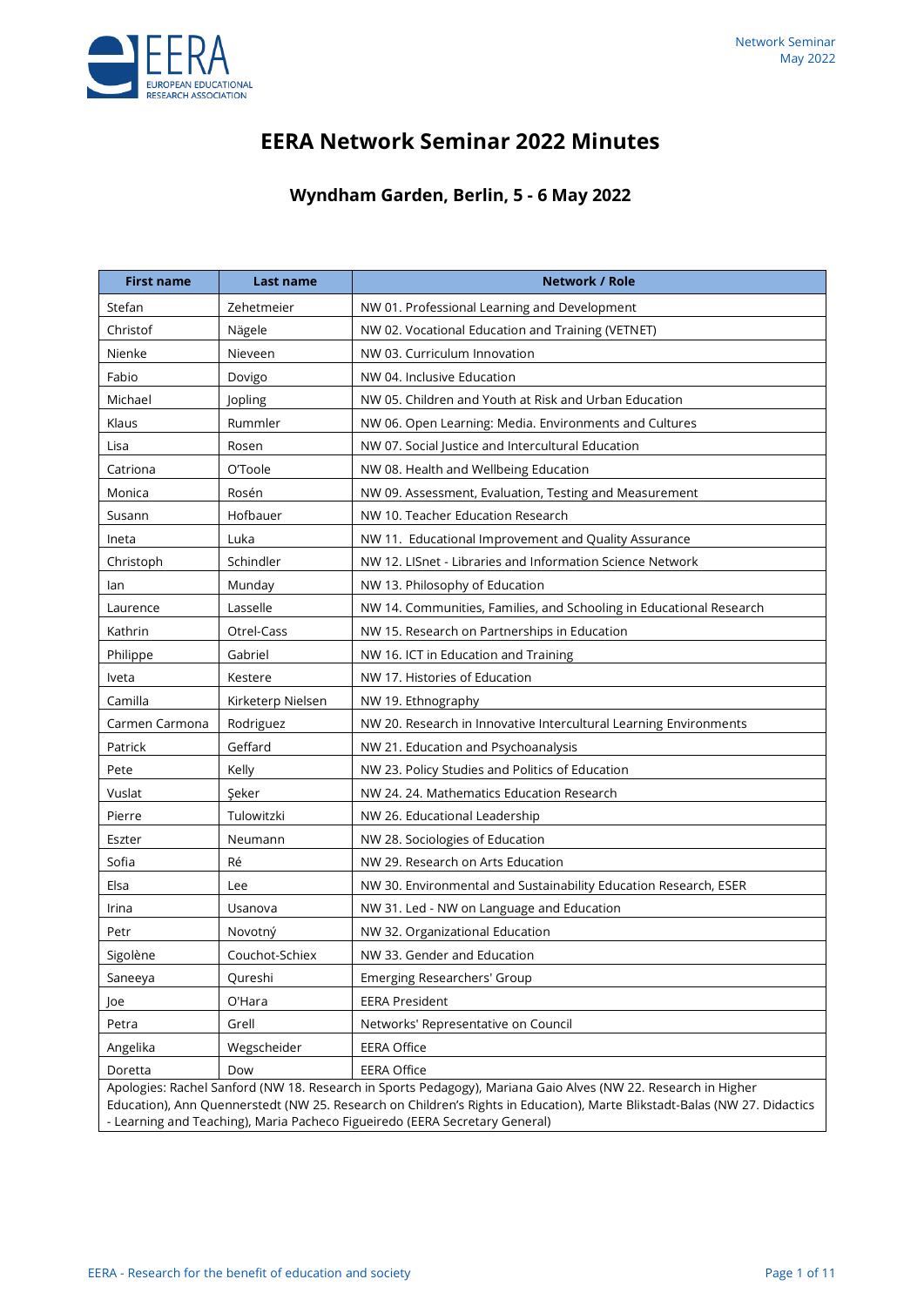# EERA Network Seminar 2022 Minutes

## Wyndham Garden, Berlin, 5 - 6 May 2022

| First name | Last name | Network / Role |
|---|---|---|
| Stefan | Zehetmeier | NW 01. Professional Learning and Development |
| Christof | Nägele | NW 02. Vocational Education and Training (VETNET) |
| Nienke | Nieveen | NW 03. Curriculum Innovation |
| Fabio | Dovigo | NW 04. Inclusive Education |
| Michael | Jopling | NW 05. Children and Youth at Risk and Urban Education |
| Klaus | Rummler | NW 06. Open Learning: Media. Environments and Cultures |
| Lisa | Rosen | NW 07. Social Justice and Intercultural Education |
| Catriona | O'Toole | NW 08. Health and Wellbeing Education |
| Monica | Rosén | NW 09. Assessment, Evaluation, Testing and Measurement |
| Susann | Hofbauer | NW 10. Teacher Education Research |
| Ineta | Luka | NW 11. Educational Improvement and Quality Assurance |
| Christoph | Schindler | NW 12. LISnet - Libraries and Information Science Network |
| Ian | Munday | NW 13. Philosophy of Education |
| Laurence | Lasselle | NW 14. Communities, Families, and Schooling in Educational Research |
| Kathrin | Otrel-Cass | NW 15. Research on Partnerships in Education |
| Philippe | Gabriel | NW 16. ICT in Education and Training |
| Iveta | Kestere | NW 17. Histories of Education |
| Camilla | Kirketerp Nielsen | NW 19. Ethnography |
| Carmen Carmona | Rodriguez | NW 20. Research in Innovative Intercultural Learning Environments |
| Patrick | Geffard | NW 21. Education and Psychoanalysis |
| Pete | Kelly | NW 23. Policy Studies and Politics of Education |
| Vuslat | Şeker | NW 24. 24. Mathematics Education Research |
| Pierre | Tulowitzki | NW 26. Educational Leadership |
| Eszter | Neumann | NW 28. Sociologies of Education |
| Sofia | Ré | NW 29. Research on Arts Education |
| Elsa | Lee | NW 30. Environmental and Sustainability Education Research, ESER |
| Irina | Usanova | NW 31. Led - NW on Language and Education |
| Petr | Novotný | NW 32. Organizational Education |
| Sigolène | Couchot-Schiex | NW 33. Gender and Education |
| Saneeya | Qureshi | Emerging Researchers' Group |
| Joe | O'Hara | EERA President |
| Petra | Grell | Networks' Representative on Council |
| Angelika | Wegscheider | EERA Office |
| Doretta | Dow | EERA Office |
| Apologies: Rachel Sanford (NW 18. Research in Sports Pedagogy), Mariana Gaio Alves (NW 22. Research in Higher Education), Ann Quennerstedt (NW 25. Research on Children's Rights in Education), Marte Blikstadt-Balas (NW 27. Didactics - Learning and Teaching), Maria Pacheco Figueiredo (EERA Secretary General) | | |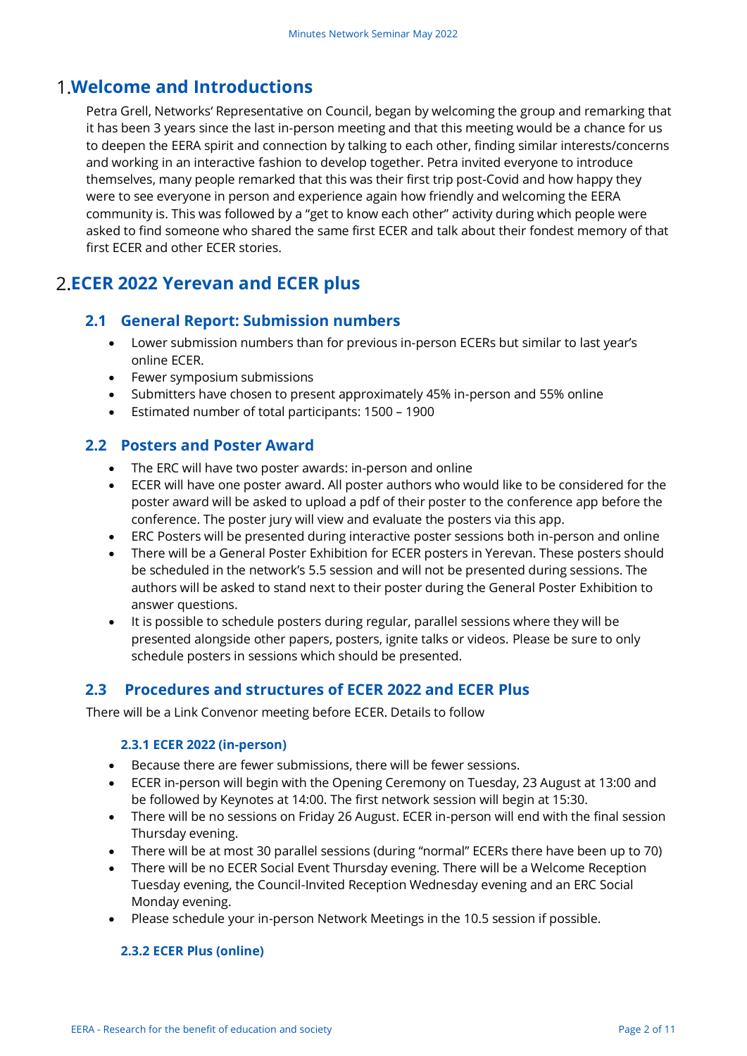# 1. Welcome and Introductions

Petra Grell, Networks' Representative on Council, began by welcoming the group and remarking that it has been 3 years since the last in-person meeting and that this meeting would be a chance for us to deepen the EERA spirit and connection by talking to each other, finding similar interests/concerns and working in an interactive fashion to develop together. Petra invited everyone to introduce themselves, many people remarked that this was their first trip post-Covid and how happy they were to see everyone in person and experience again how friendly and welcoming the EERA community is. This was followed by a "get to know each other" activity during which people were asked to find someone who shared the same first ECER and talk about their fondest memory of that first ECER and other ECER stories.

# 2. ECER 2022 Yerevan and ECER plus

## 2.1 General Report: Submission numbers

- Lower submission numbers than for previous in-person ECERs but similar to last year's online ECER.
- Fewer symposium submissions
- Submitters have chosen to present approximately 45% in-person and 55% online
- Estimated number of total participants: 1500 – 1900

## 2.2 Posters and Poster Award

- The ERC will have two poster awards: in-person and online
- ECER will have one poster award. All poster authors who would like to be considered for the poster award will be asked to upload a pdf of their poster to the conference app before the conference. The poster jury will view and evaluate the posters via this app.
- ERC Posters will be presented during interactive poster sessions both in-person and online
- There will be a General Poster Exhibition for ECER posters in Yerevan. These posters should be scheduled in the network's 5.5 session and will not be presented during sessions. The authors will be asked to stand next to their poster during the General Poster Exhibition to answer questions.
- It is possible to schedule posters during regular, parallel sessions where they will be presented alongside other papers, posters, ignite talks or videos. Please be sure to only schedule posters in sessions which should be presented.

## 2.3 Procedures and structures of ECER 2022 and ECER Plus

There will be a Link Convenor meeting before ECER. Details to follow

### 2.3.1 ECER 2022 (in-person)

- Because there are fewer submissions, there will be fewer sessions.
- ECER in-person will begin with the Opening Ceremony on Tuesday, 23 August at 13:00 and be followed by Keynotes at 14:00. The first network session will begin at 15:30.
- There will be no sessions on Friday 26 August. ECER in-person will end with the final session Thursday evening.
- There will be at most 30 parallel sessions (during "normal" ECERs there have been up to 70)
- There will be no ECER Social Event Thursday evening. There will be a Welcome Reception Tuesday evening, the Council-Invited Reception Wednesday evening and an ERC Social Monday evening.
- Please schedule your in-person Network Meetings in the 10.5 session if possible.

### 2.3.2 ECER Plus (online)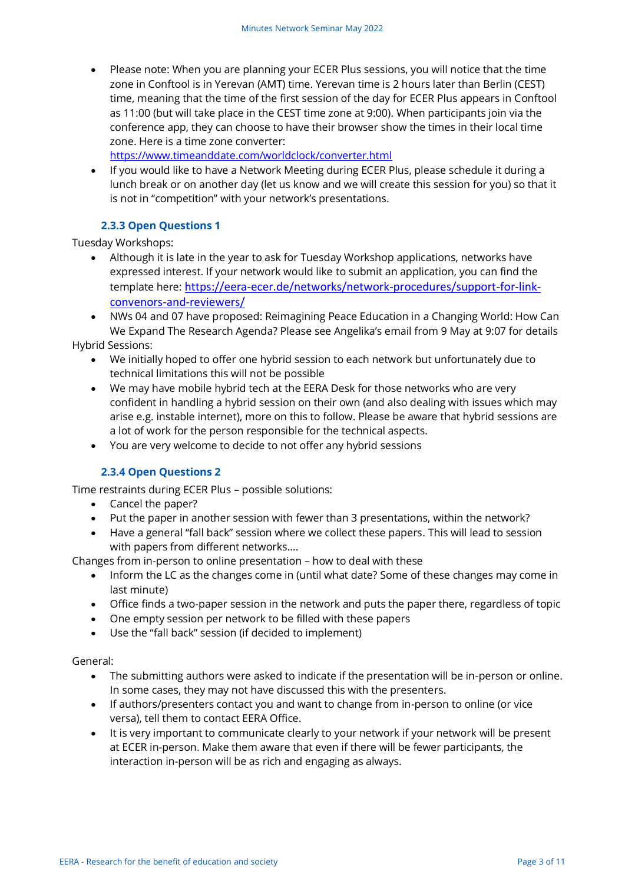- Please note: When you are planning your ECER Plus sessions, you will notice that the time zone in Conftool is in Yerevan (AMT) time. Yerevan time is 2 hours later than Berlin (CEST) time, meaning that the time of the first session of the day for ECER Plus appears in Conftool as 11:00 (but will take place in the CEST time zone at 9:00). When participants join via the conference app, they can choose to have their browser show the times in their local time zone. Here is a time zone converter: https://www.timeanddate.com/worldclock/converter.html
- If you would like to have a Network Meeting during ECER Plus, please schedule it during a lunch break or on another day (let us know and we will create this session for you) so that it is not in "competition" with your network's presentations.

### 2.3.3 Open Questions 1

Tuesday Workshops:

- Although it is late in the year to ask for Tuesday Workshop applications, networks have expressed interest. If your network would like to submit an application, you can find the template here: https://eera-ecer.de/networks/network-procedures/support-for-link-convenors-and-reviewers/
- NWs 04 and 07 have proposed: Reimagining Peace Education in a Changing World: How Can We Expand The Research Agenda? Please see Angelika's email from 9 May at 9:07 for details

Hybrid Sessions:

- We initially hoped to offer one hybrid session to each network but unfortunately due to technical limitations this will not be possible
- We may have mobile hybrid tech at the EERA Desk for those networks who are very confident in handling a hybrid session on their own (and also dealing with issues which may arise e.g. instable internet), more on this to follow. Please be aware that hybrid sessions are a lot of work for the person responsible for the technical aspects.
- You are very welcome to decide to not offer any hybrid sessions

### 2.3.4 Open Questions 2

Time restraints during ECER Plus – possible solutions:

- Cancel the paper?
- Put the paper in another session with fewer than 3 presentations, within the network?
- Have a general "fall back" session where we collect these papers. This will lead to session with papers from different networks….

Changes from in-person to online presentation – how to deal with these

- Inform the LC as the changes come in (until what date? Some of these changes may come in last minute)
- Office finds a two-paper session in the network and puts the paper there, regardless of topic
- One empty session per network to be filled with these papers
- Use the "fall back" session (if decided to implement)

General:

- The submitting authors were asked to indicate if the presentation will be in-person or online. In some cases, they may not have discussed this with the presenters.
- If authors/presenters contact you and want to change from in-person to online (or vice versa), tell them to contact EERA Office.
- It is very important to communicate clearly to your network if your network will be present at ECER in-person. Make them aware that even if there will be fewer participants, the interaction in-person will be as rich and engaging as always.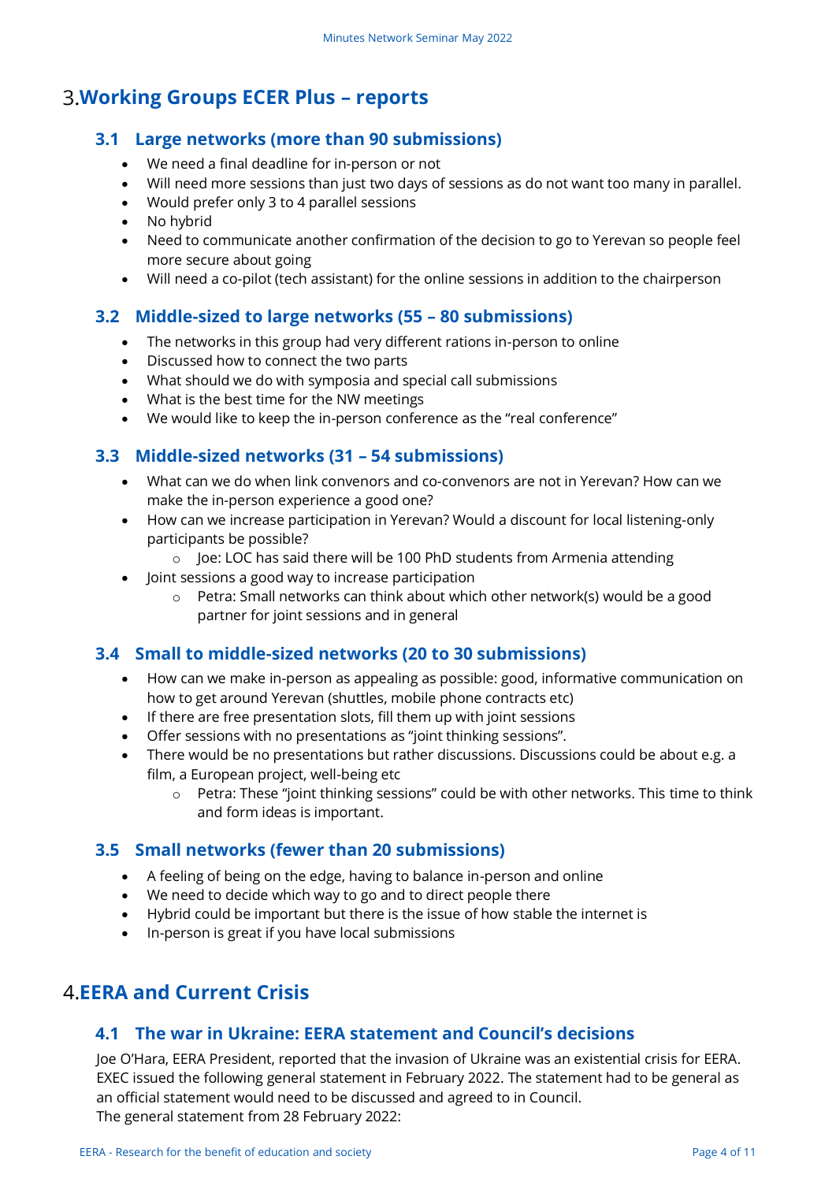# 3. Working Groups ECER Plus – reports

## 3.1 Large networks (more than 90 submissions)

- We need a final deadline for in-person or not
- Will need more sessions than just two days of sessions as do not want too many in parallel.
- Would prefer only 3 to 4 parallel sessions
- No hybrid
- Need to communicate another confirmation of the decision to go to Yerevan so people feel more secure about going
- Will need a co-pilot (tech assistant) for the online sessions in addition to the chairperson

## 3.2 Middle-sized to large networks (55 – 80 submissions)

- The networks in this group had very different rations in-person to online
- Discussed how to connect the two parts
- What should we do with symposia and special call submissions
- What is the best time for the NW meetings
- We would like to keep the in-person conference as the "real conference"

## 3.3 Middle-sized networks (31 – 54 submissions)

- What can we do when link convenors and co-convenors are not in Yerevan? How can we make the in-person experience a good one?
- How can we increase participation in Yerevan? Would a discount for local listening-only participants be possible?
  - Joe: LOC has said there will be 100 PhD students from Armenia attending
- Joint sessions a good way to increase participation
  - Petra: Small networks can think about which other network(s) would be a good partner for joint sessions and in general

## 3.4 Small to middle-sized networks (20 to 30 submissions)

- How can we make in-person as appealing as possible: good, informative communication on how to get around Yerevan (shuttles, mobile phone contracts etc)
- If there are free presentation slots, fill them up with joint sessions
- Offer sessions with no presentations as "joint thinking sessions".
- There would be no presentations but rather discussions. Discussions could be about e.g. a film, a European project, well-being etc
  - Petra: These "joint thinking sessions" could be with other networks. This time to think and form ideas is important.

## 3.5 Small networks (fewer than 20 submissions)

- A feeling of being on the edge, having to balance in-person and online
- We need to decide which way to go and to direct people there
- Hybrid could be important but there is the issue of how stable the internet is
- In-person is great if you have local submissions

# 4. EERA and Current Crisis

## 4.1 The war in Ukraine: EERA statement and Council's decisions

Joe O'Hara, EERA President, reported that the invasion of Ukraine was an existential crisis for EERA. EXEC issued the following general statement in February 2022. The statement had to be general as an official statement would need to be discussed and agreed to in Council.
The general statement from 28 February 2022: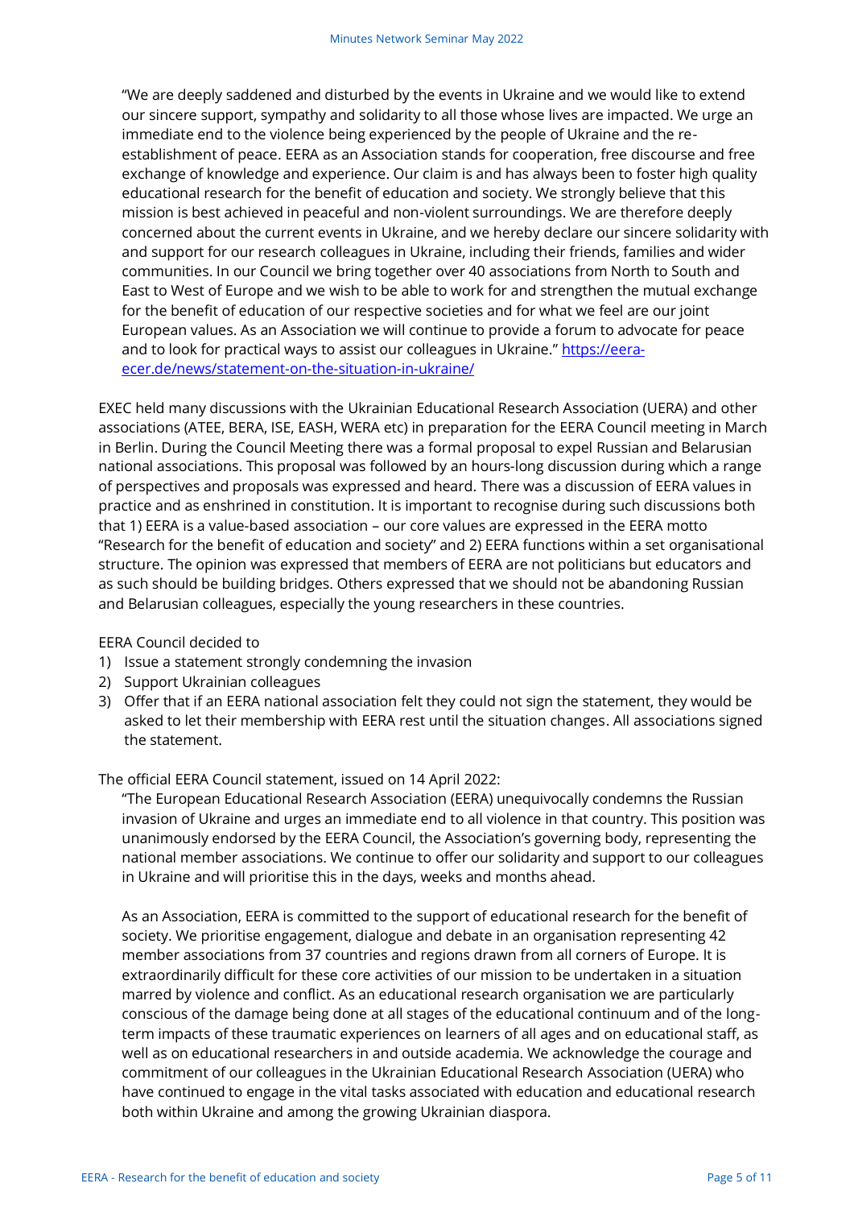> "We are deeply saddened and disturbed by the events in Ukraine and we would like to extend our sincere support, sympathy and solidarity to all those whose lives are impacted. We urge an immediate end to the violence being experienced by the people of Ukraine and the re-establishment of peace. EERA as an Association stands for cooperation, free discourse and free exchange of knowledge and experience. Our claim is and has always been to foster high quality educational research for the benefit of education and society. We strongly believe that this mission is best achieved in peaceful and non-violent surroundings. We are therefore deeply concerned about the current events in Ukraine, and we hereby declare our sincere solidarity with and support for our research colleagues in Ukraine, including their friends, families and wider communities. In our Council we bring together over 40 associations from North to South and East to West of Europe and we wish to be able to work for and strengthen the mutual exchange for the benefit of education of our respective societies and for what we feel are our joint European values. As an Association we will continue to provide a forum to advocate for peace and to look for practical ways to assist our colleagues in Ukraine." [https://eera-ecer.de/news/statement-on-the-situation-in-ukraine/](https://eera-ecer.de/news/statement-on-the-situation-in-ukraine/)

EXEC held many discussions with the Ukrainian Educational Research Association (UERA) and other associations (ATEE, BERA, ISE, EASH, WERA etc) in preparation for the EERA Council meeting in March in Berlin. During the Council Meeting there was a formal proposal to expel Russian and Belarusian national associations. This proposal was followed by an hours-long discussion during which a range of perspectives and proposals was expressed and heard. There was a discussion of EERA values in practice and as enshrined in constitution. It is important to recognise during such discussions both that 1) EERA is a value-based association – our core values are expressed in the EERA motto "Research for the benefit of education and society" and 2) EERA functions within a set organisational structure. The opinion was expressed that members of EERA are not politicians but educators and as such should be building bridges. Others expressed that we should not be abandoning Russian and Belarusian colleagues, especially the young researchers in these countries.

EERA Council decided to

1) Issue a statement strongly condemning the invasion
2) Support Ukrainian colleagues
3) Offer that if an EERA national association felt they could not sign the statement, they would be asked to let their membership with EERA rest until the situation changes. All associations signed the statement.

The official EERA Council statement, issued on 14 April 2022:

> "The European Educational Research Association (EERA) unequivocally condemns the Russian invasion of Ukraine and urges an immediate end to all violence in that country. This position was unanimously endorsed by the EERA Council, the Association's governing body, representing the national member associations. We continue to offer our solidarity and support to our colleagues in Ukraine and will prioritise this in the days, weeks and months ahead.
>
> As an Association, EERA is committed to the support of educational research for the benefit of society. We prioritise engagement, dialogue and debate in an organisation representing 42 member associations from 37 countries and regions drawn from all corners of Europe. It is extraordinarily difficult for these core activities of our mission to be undertaken in a situation marred by violence and conflict. As an educational research organisation we are particularly conscious of the damage being done at all stages of the educational continuum and of the long-term impacts of these traumatic experiences on learners of all ages and on educational staff, as well as on educational researchers in and outside academia. We acknowledge the courage and commitment of our colleagues in the Ukrainian Educational Research Association (UERA) who have continued to engage in the vital tasks associated with education and educational research both within Ukraine and among the growing Ukrainian diaspora.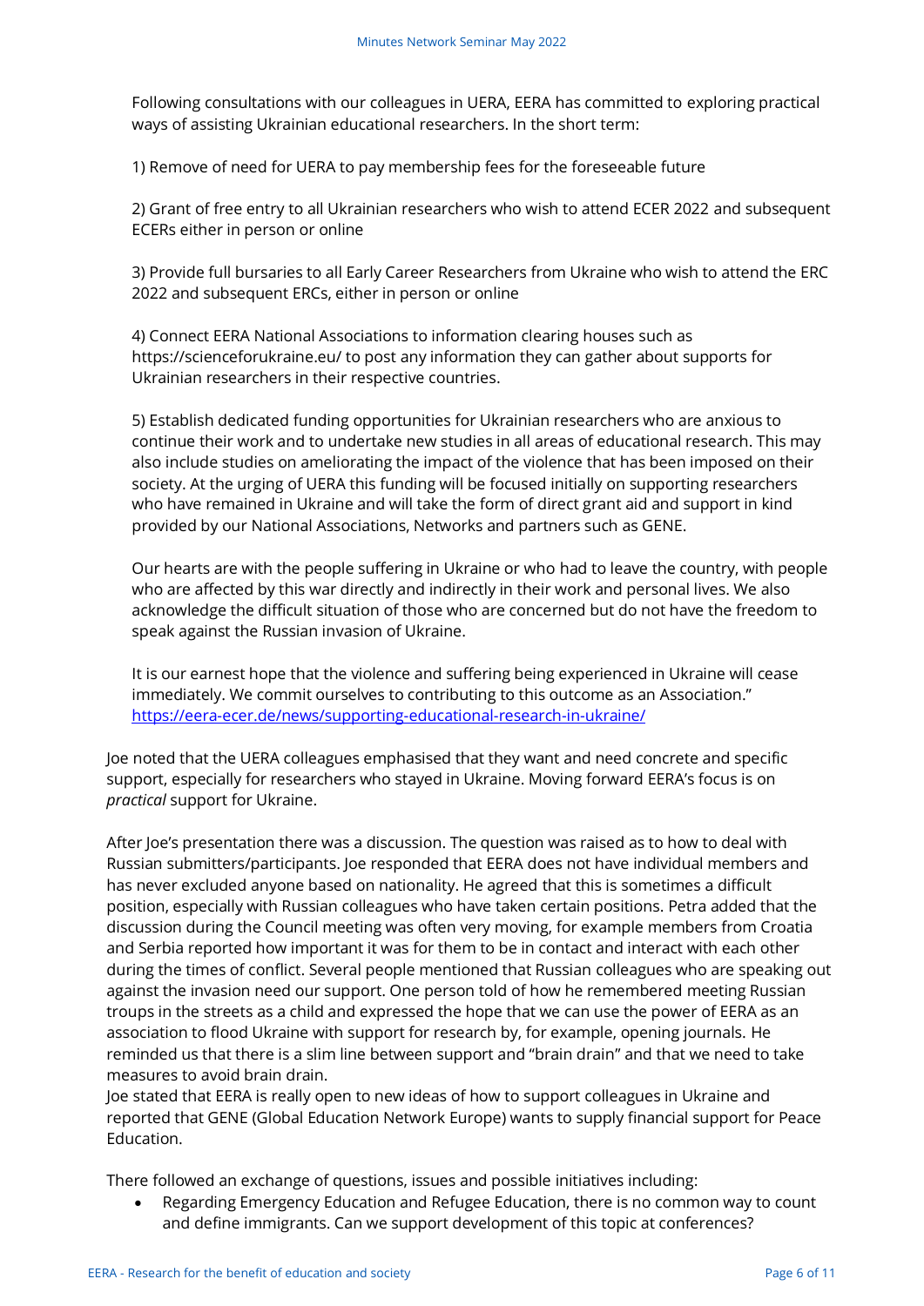Following consultations with our colleagues in UERA, EERA has committed to exploring practical ways of assisting Ukrainian educational researchers. In the short term:

1) Remove of need for UERA to pay membership fees for the foreseeable future

2) Grant of free entry to all Ukrainian researchers who wish to attend ECER 2022 and subsequent ECERs either in person or online

3) Provide full bursaries to all Early Career Researchers from Ukraine who wish to attend the ERC 2022 and subsequent ERCs, either in person or online

4) Connect EERA National Associations to information clearing houses such as https://scienceforukraine.eu/ to post any information they can gather about supports for Ukrainian researchers in their respective countries.

5) Establish dedicated funding opportunities for Ukrainian researchers who are anxious to continue their work and to undertake new studies in all areas of educational research. This may also include studies on ameliorating the impact of the violence that has been imposed on their society. At the urging of UERA this funding will be focused initially on supporting researchers who have remained in Ukraine and will take the form of direct grant aid and support in kind provided by our National Associations, Networks and partners such as GENE.

Our hearts are with the people suffering in Ukraine or who had to leave the country, with people who are affected by this war directly and indirectly in their work and personal lives. We also acknowledge the difficult situation of those who are concerned but do not have the freedom to speak against the Russian invasion of Ukraine.

It is our earnest hope that the violence and suffering being experienced in Ukraine will cease immediately. We commit ourselves to contributing to this outcome as an Association."
https://eera-ecer.de/news/supporting-educational-research-in-ukraine/

Joe noted that the UERA colleagues emphasised that they want and need concrete and specific support, especially for researchers who stayed in Ukraine. Moving forward EERA's focus is on *practical* support for Ukraine.

After Joe's presentation there was a discussion. The question was raised as to how to deal with Russian submitters/participants. Joe responded that EERA does not have individual members and has never excluded anyone based on nationality. He agreed that this is sometimes a difficult position, especially with Russian colleagues who have taken certain positions. Petra added that the discussion during the Council meeting was often very moving, for example members from Croatia and Serbia reported how important it was for them to be in contact and interact with each other during the times of conflict. Several people mentioned that Russian colleagues who are speaking out against the invasion need our support. One person told of how he remembered meeting Russian troups in the streets as a child and expressed the hope that we can use the power of EERA as an association to flood Ukraine with support for research by, for example, opening journals. He reminded us that there is a slim line between support and "brain drain" and that we need to take measures to avoid brain drain.
Joe stated that EERA is really open to new ideas of how to support colleagues in Ukraine and reported that GENE (Global Education Network Europe) wants to supply financial support for Peace Education.

There followed an exchange of questions, issues and possible initiatives including:

- Regarding Emergency Education and Refugee Education, there is no common way to count and define immigrants. Can we support development of this topic at conferences?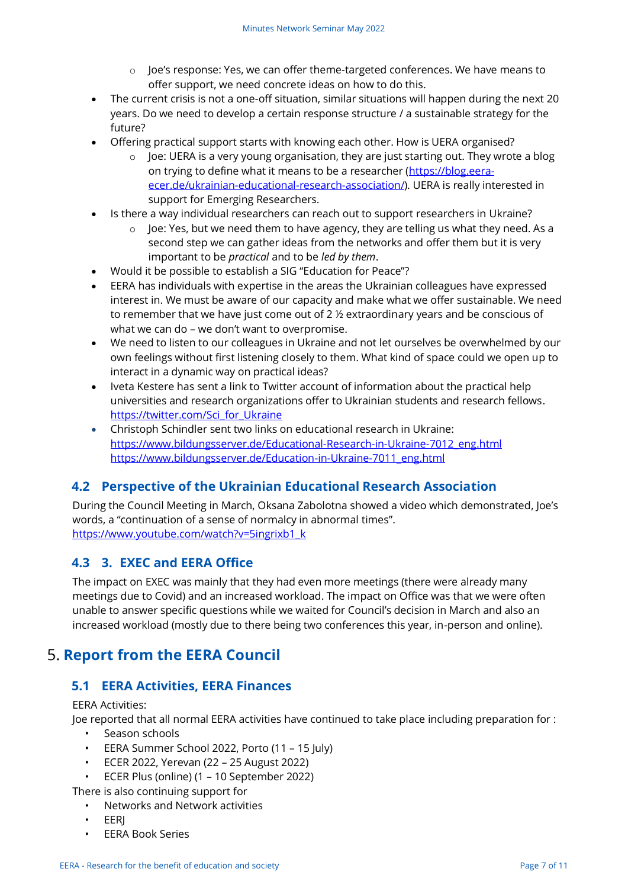- Joe's response: Yes, we can offer theme-targeted conferences. We have means to offer support, we need concrete ideas on how to do this.
- The current crisis is not a one-off situation, similar situations will happen during the next 20 years. Do we need to develop a certain response structure / a sustainable strategy for the future?
- Offering practical support starts with knowing each other. How is UERA organised?
    - Joe: UERA is a very young organisation, they are just starting out. They wrote a blog on trying to define what it means to be a researcher (https://blog.eera-ecer.de/ukrainian-educational-research-association/). UERA is really interested in support for Emerging Researchers.
- Is there a way individual researchers can reach out to support researchers in Ukraine?
    - Joe: Yes, but we need them to have agency, they are telling us what they need. As a second step we can gather ideas from the networks and offer them but it is very important to be *practical* and to be *led by them*.
- Would it be possible to establish a SIG "Education for Peace"?
- EERA has individuals with expertise in the areas the Ukrainian colleagues have expressed interest in. We must be aware of our capacity and make what we offer sustainable. We need to remember that we have just come out of 2 ½ extraordinary years and be conscious of what we can do – we don't want to overpromise.
- We need to listen to our colleagues in Ukraine and not let ourselves be overwhelmed by our own feelings without first listening closely to them. What kind of space could we open up to interact in a dynamic way on practical ideas?
- Iveta Kestere has sent a link to Twitter account of information about the practical help universities and research organizations offer to Ukrainian students and research fellows. https://twitter.com/Sci_for_Ukraine
- Christoph Schindler sent two links on educational research in Ukraine: https://www.bildungsserver.de/Educational-Research-in-Ukraine-7012_eng.html https://www.bildungsserver.de/Education-in-Ukraine-7011_eng.html

### 4.2 Perspective of the Ukrainian Educational Research Association

During the Council Meeting in March, Oksana Zabolotna showed a video which demonstrated, Joe's words, a "continuation of a sense of normalcy in abnormal times". https://www.youtube.com/watch?v=5ingrixb1_k

### 4.3 3. EXEC and EERA Office

The impact on EXEC was mainly that they had even more meetings (there were already many meetings due to Covid) and an increased workload. The impact on Office was that we were often unable to answer specific questions while we waited for Council's decision in March and also an increased workload (mostly due to there being two conferences this year, in-person and online).

## 5. Report from the EERA Council

### 5.1 EERA Activities, EERA Finances

EERA Activities:
Joe reported that all normal EERA activities have continued to take place including preparation for :

- Season schools
- EERA Summer School 2022, Porto (11 – 15 July)
- ECER 2022, Yerevan (22 – 25 August 2022)
- ECER Plus (online) (1 – 10 September 2022)

There is also continuing support for

- Networks and Network activities
- EERJ
- EERA Book Series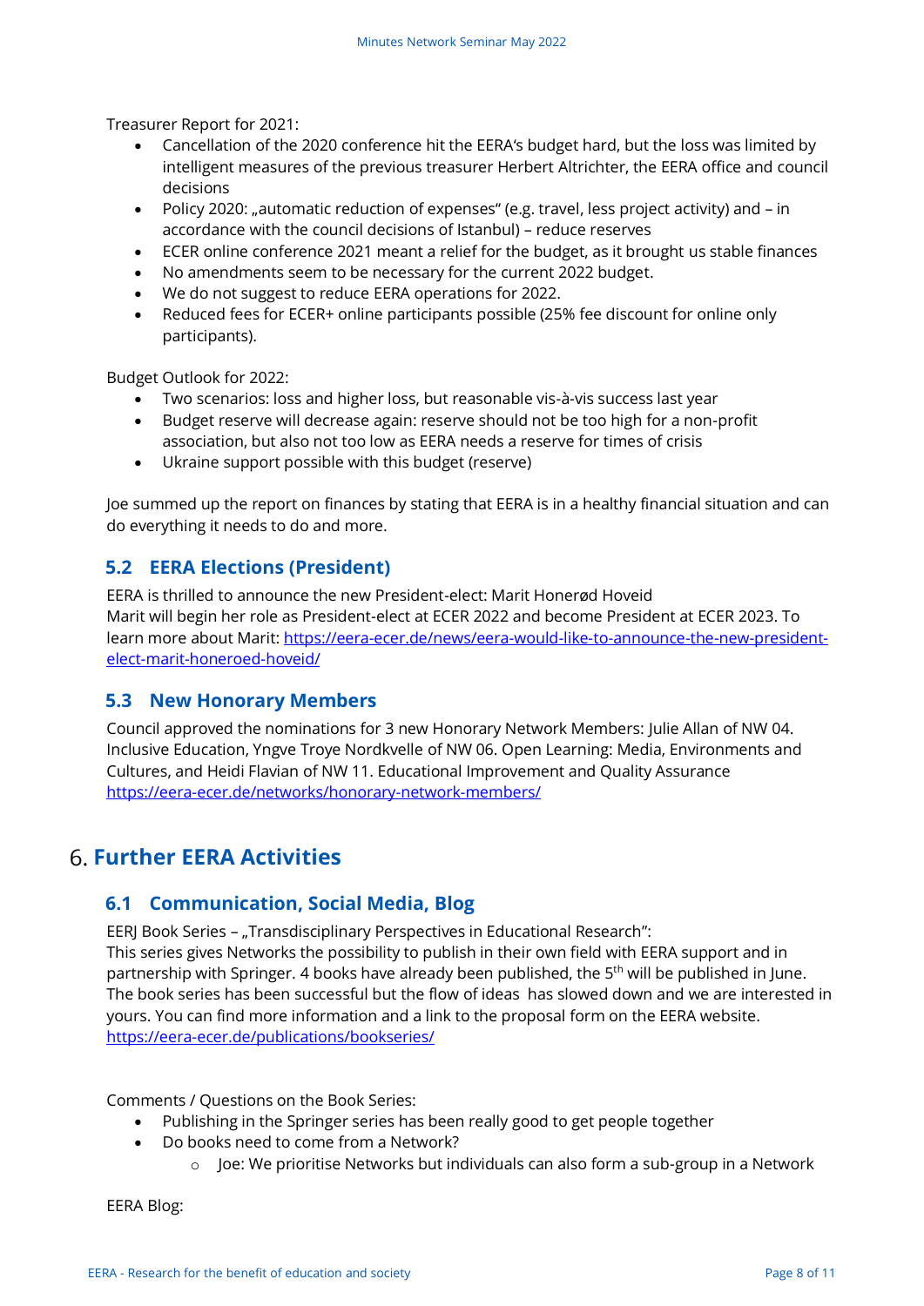Treasurer Report for 2021:

- Cancellation of the 2020 conference hit the EERA's budget hard, but the loss was limited by intelligent measures of the previous treasurer Herbert Altrichter, the EERA office and council decisions
- Policy 2020: „automatic reduction of expenses" (e.g. travel, less project activity) and – in accordance with the council decisions of Istanbul) – reduce reserves
- ECER online conference 2021 meant a relief for the budget, as it brought us stable finances
- No amendments seem to be necessary for the current 2022 budget.
- We do not suggest to reduce EERA operations for 2022.
- Reduced fees for ECER+ online participants possible (25% fee discount for online only participants).

Budget Outlook for 2022:

- Two scenarios: loss and higher loss, but reasonable vis-à-vis success last year
- Budget reserve will decrease again: reserve should not be too high for a non-profit association, but also not too low as EERA needs a reserve for times of crisis
- Ukraine support possible with this budget (reserve)

Joe summed up the report on finances by stating that EERA is in a healthy financial situation and can do everything it needs to do and more.

## 5.2 EERA Elections (President)

EERA is thrilled to announce the new President-elect: Marit Honerød Hoveid
Marit will begin her role as President-elect at ECER 2022 and become President at ECER 2023. To learn more about Marit: https://eera-ecer.de/news/eera-would-like-to-announce-the-new-president-elect-marit-honeroed-hoveid/

## 5.3 New Honorary Members

Council approved the nominations for 3 new Honorary Network Members: Julie Allan of NW 04. Inclusive Education, Yngve Troye Nordkvelle of NW 06. Open Learning: Media, Environments and Cultures, and Heidi Flavian of NW 11. Educational Improvement and Quality Assurance
https://eera-ecer.de/networks/honorary-network-members/

# 6. Further EERA Activities

## 6.1 Communication, Social Media, Blog

EERJ Book Series – „Transdisciplinary Perspectives in Educational Research":
This series gives Networks the possibility to publish in their own field with EERA support and in partnership with Springer. 4 books have already been published, the 5th will be published in June. The book series has been successful but the flow of ideas has slowed down and we are interested in yours. You can find more information and a link to the proposal form on the EERA website.
https://eera-ecer.de/publications/bookseries/

Comments / Questions on the Book Series:

- Publishing in the Springer series has been really good to get people together
- Do books need to come from a Network?
    - Joe: We prioritise Networks but individuals can also form a sub-group in a Network

EERA Blog: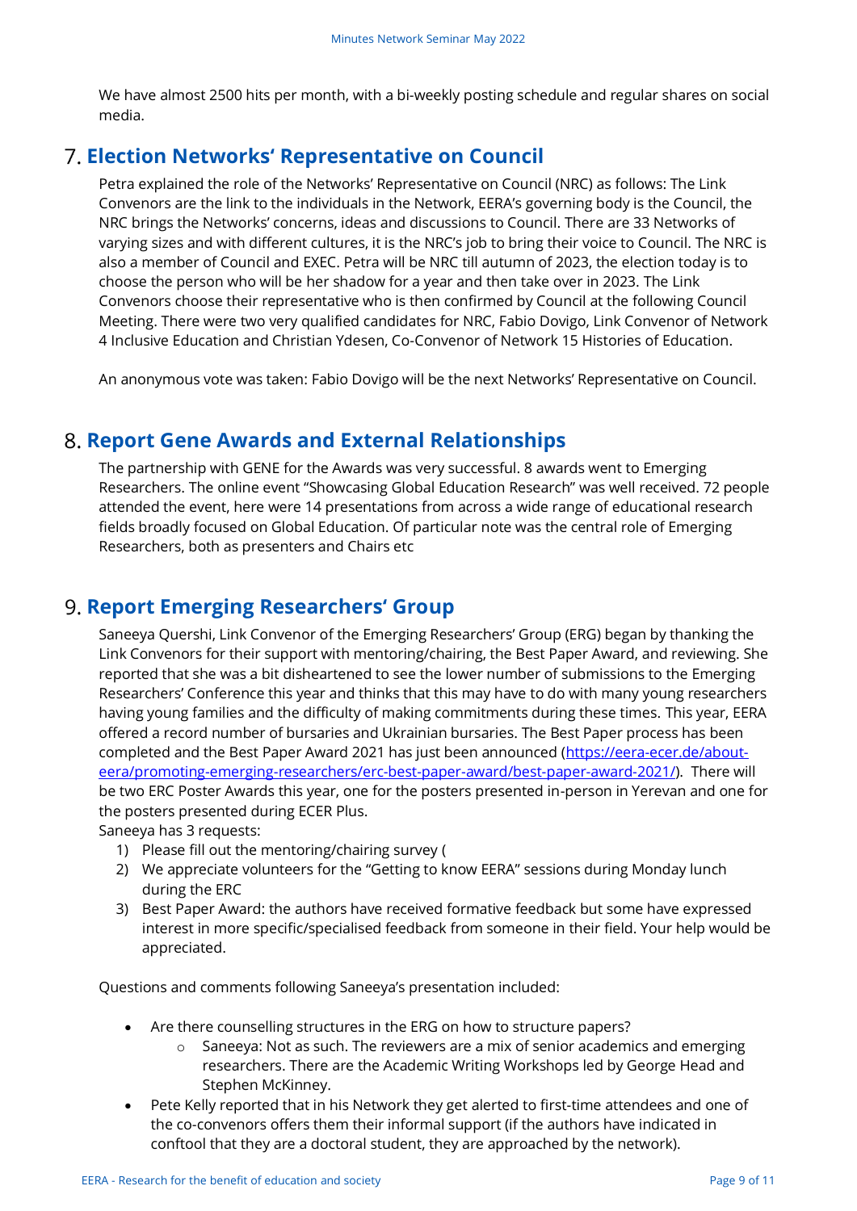We have almost 2500 hits per month, with a bi-weekly posting schedule and regular shares on social media.

## 7. Election Networks' Representative on Council

Petra explained the role of the Networks' Representative on Council (NRC) as follows: The Link Convenors are the link to the individuals in the Network, EERA's governing body is the Council, the NRC brings the Networks' concerns, ideas and discussions to Council. There are 33 Networks of varying sizes and with different cultures, it is the NRC's job to bring their voice to Council. The NRC is also a member of Council and EXEC. Petra will be NRC till autumn of 2023, the election today is to choose the person who will be her shadow for a year and then take over in 2023. The Link Convenors choose their representative who is then confirmed by Council at the following Council Meeting. There were two very qualified candidates for NRC, Fabio Dovigo, Link Convenor of Network 4 Inclusive Education and Christian Ydesen, Co-Convenor of Network 15 Histories of Education.

An anonymous vote was taken: Fabio Dovigo will be the next Networks' Representative on Council.

## 8. Report Gene Awards and External Relationships

The partnership with GENE for the Awards was very successful. 8 awards went to Emerging Researchers. The online event "Showcasing Global Education Research" was well received. 72 people attended the event, here were 14 presentations from across a wide range of educational research fields broadly focused on Global Education. Of particular note was the central role of Emerging Researchers, both as presenters and Chairs etc

## 9. Report Emerging Researchers' Group

Saneeya Quershi, Link Convenor of the Emerging Researchers' Group (ERG) began by thanking the Link Convenors for their support with mentoring/chairing, the Best Paper Award, and reviewing. She reported that she was a bit disheartened to see the lower number of submissions to the Emerging Researchers' Conference this year and thinks that this may have to do with many young researchers having young families and the difficulty of making commitments during these times. This year, EERA offered a record number of bursaries and Ukrainian bursaries. The Best Paper process has been completed and the Best Paper Award 2021 has just been announced (https://eera-ecer.de/about-eera/promoting-emerging-researchers/erc-best-paper-award/best-paper-award-2021/). There will be two ERC Poster Awards this year, one for the posters presented in-person in Yerevan and one for the posters presented during ECER Plus.

Saneeya has 3 requests:

1) Please fill out the mentoring/chairing survey (
2) We appreciate volunteers for the "Getting to know EERA" sessions during Monday lunch during the ERC
3) Best Paper Award: the authors have received formative feedback but some have expressed interest in more specific/specialised feedback from someone in their field. Your help would be appreciated.

Questions and comments following Saneeya's presentation included:

- Are there counselling structures in the ERG on how to structure papers?
    - Saneeya: Not as such. The reviewers are a mix of senior academics and emerging researchers. There are the Academic Writing Workshops led by George Head and Stephen McKinney.
- Pete Kelly reported that in his Network they get alerted to first-time attendees and one of the co-convenors offers them their informal support (if the authors have indicated in conftool that they are a doctoral student, they are approached by the network).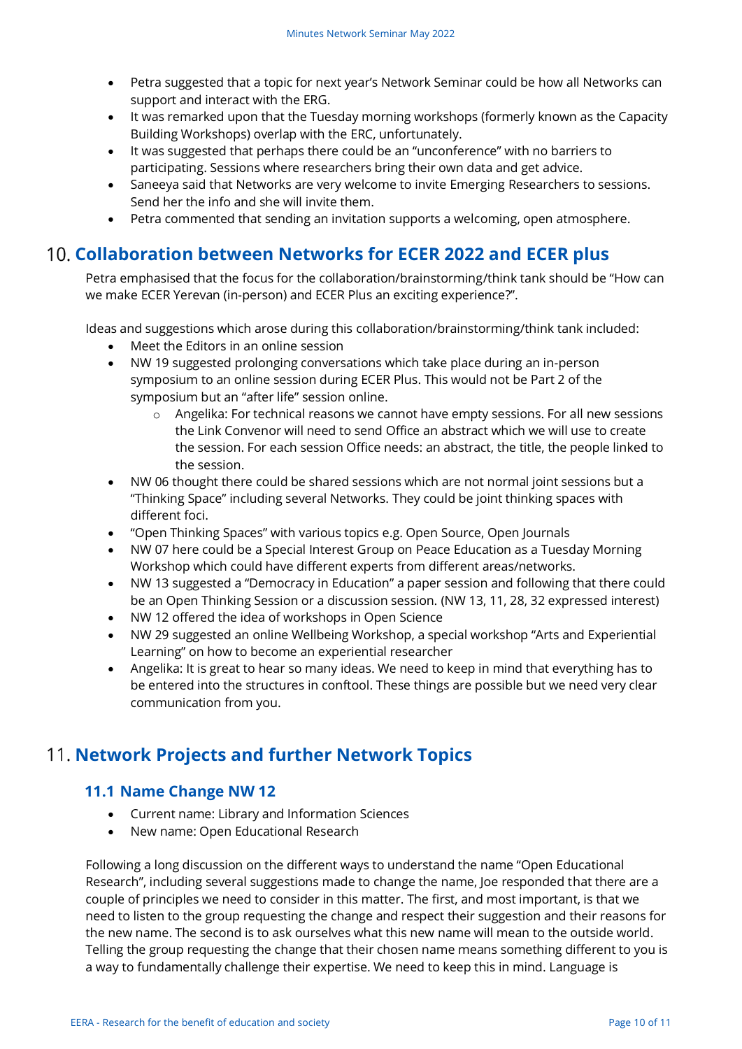- Petra suggested that a topic for next year's Network Seminar could be how all Networks can support and interact with the ERG.
- It was remarked upon that the Tuesday morning workshops (formerly known as the Capacity Building Workshops) overlap with the ERC, unfortunately.
- It was suggested that perhaps there could be an "unconference" with no barriers to participating. Sessions where researchers bring their own data and get advice.
- Saneeya said that Networks are very welcome to invite Emerging Researchers to sessions. Send her the info and she will invite them.
- Petra commented that sending an invitation supports a welcoming, open atmosphere.

## 10. Collaboration between Networks for ECER 2022 and ECER plus

Petra emphasised that the focus for the collaboration/brainstorming/think tank should be "How can we make ECER Yerevan (in-person) and ECER Plus an exciting experience?".

Ideas and suggestions which arose during this collaboration/brainstorming/think tank included:

- Meet the Editors in an online session
- NW 19 suggested prolonging conversations which take place during an in-person symposium to an online session during ECER Plus. This would not be Part 2 of the symposium but an "after life" session online.
    - Angelika: For technical reasons we cannot have empty sessions. For all new sessions the Link Convenor will need to send Office an abstract which we will use to create the session. For each session Office needs: an abstract, the title, the people linked to the session.
- NW 06 thought there could be shared sessions which are not normal joint sessions but a "Thinking Space" including several Networks. They could be joint thinking spaces with different foci.
- "Open Thinking Spaces" with various topics e.g. Open Source, Open Journals
- NW 07 here could be a Special Interest Group on Peace Education as a Tuesday Morning Workshop which could have different experts from different areas/networks.
- NW 13 suggested a "Democracy in Education" a paper session and following that there could be an Open Thinking Session or a discussion session. (NW 13, 11, 28, 32 expressed interest)
- NW 12 offered the idea of workshops in Open Science
- NW 29 suggested an online Wellbeing Workshop, a special workshop "Arts and Experiential Learning" on how to become an experiential researcher
- Angelika: It is great to hear so many ideas. We need to keep in mind that everything has to be entered into the structures in conftool. These things are possible but we need very clear communication from you.

## 11. Network Projects and further Network Topics

### 11.1 Name Change NW 12

- Current name: Library and Information Sciences
- New name: Open Educational Research

Following a long discussion on the different ways to understand the name "Open Educational Research", including several suggestions made to change the name, Joe responded that there are a couple of principles we need to consider in this matter. The first, and most important, is that we need to listen to the group requesting the change and respect their suggestion and their reasons for the new name. The second is to ask ourselves what this new name will mean to the outside world. Telling the group requesting the change that their chosen name means something different to you is a way to fundamentally challenge their expertise. We need to keep this in mind. Language is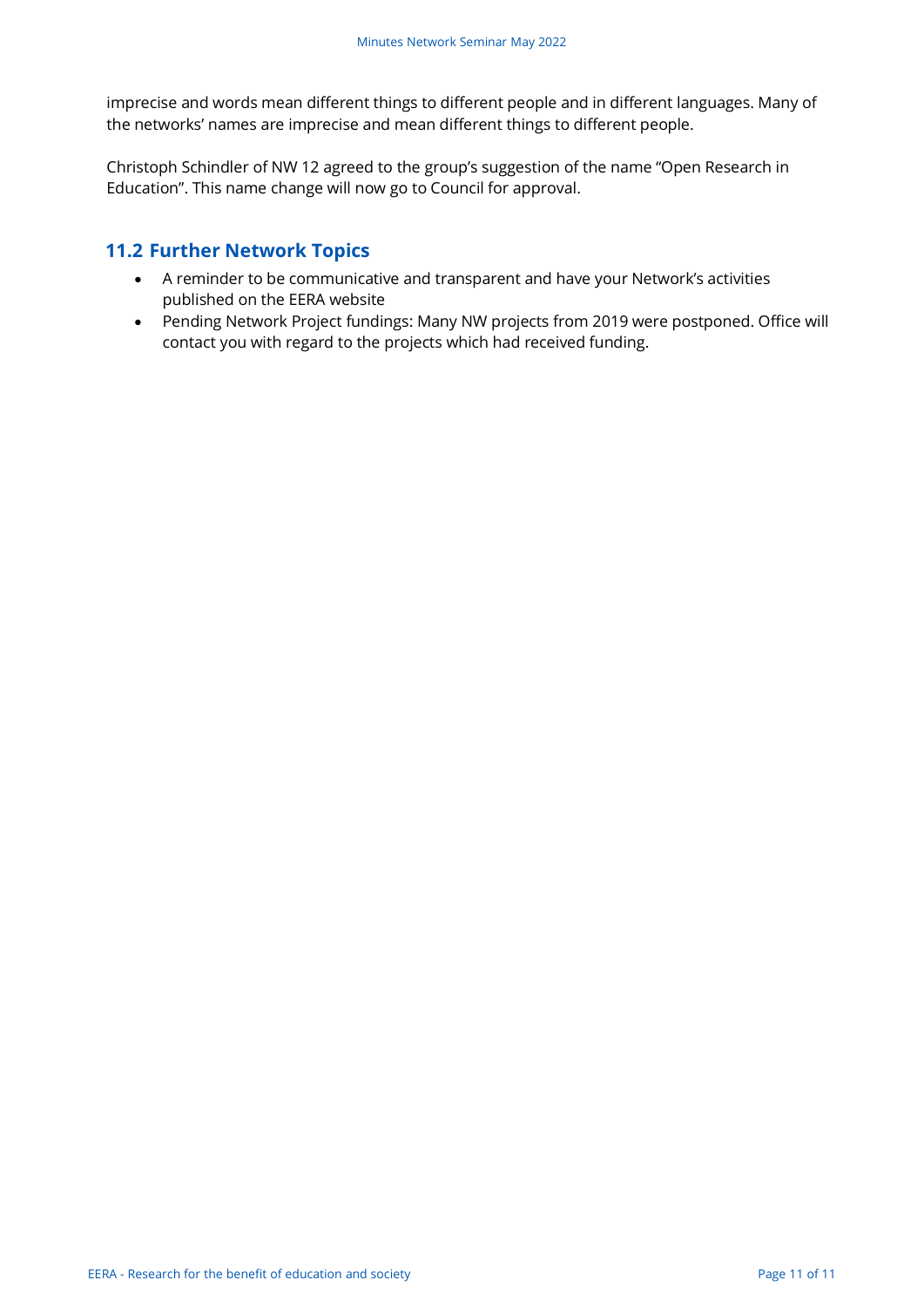imprecise and words mean different things to different people and in different languages. Many of the networks' names are imprecise and mean different things to different people.

Christoph Schindler of NW 12 agreed to the group's suggestion of the name "Open Research in Education". This name change will now go to Council for approval.

## 11.2 Further Network Topics

- A reminder to be communicative and transparent and have your Network's activities published on the EERA website
- Pending Network Project fundings: Many NW projects from 2019 were postponed. Office will contact you with regard to the projects which had received funding.